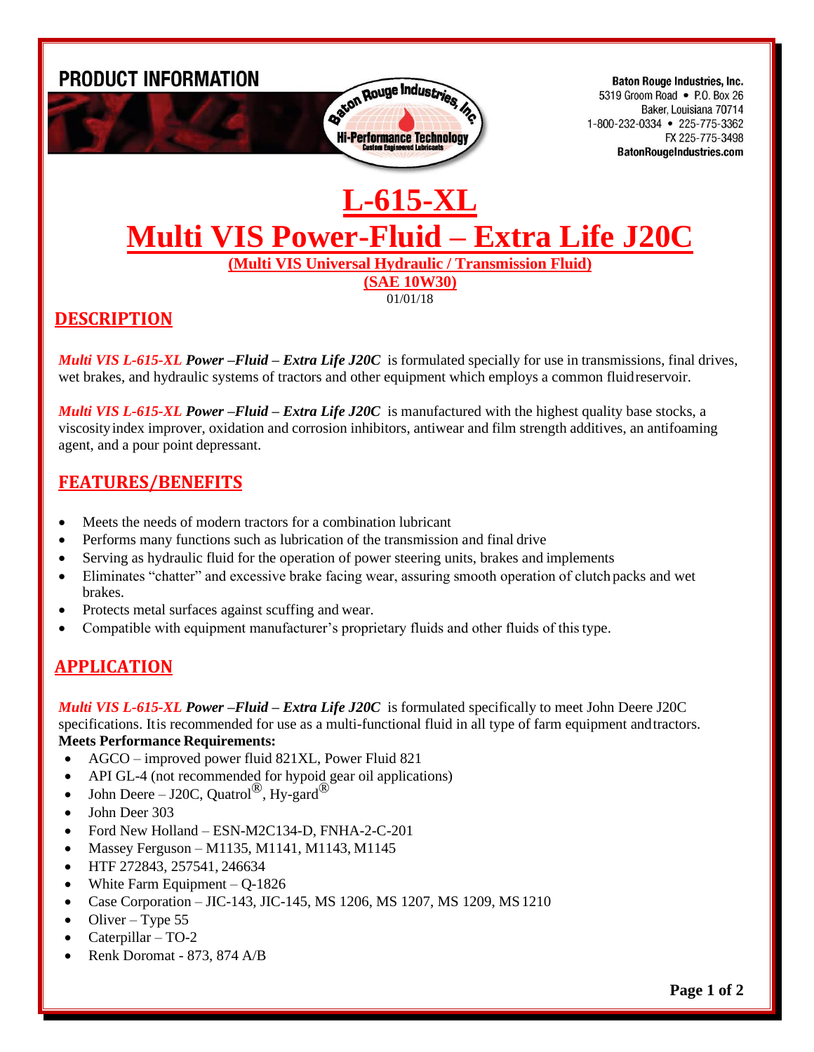PRODUCT INFORMATION

Baton Rouge Industries, Inc.
5319 Groom Road • P.O. Box 26
Baker, Louisiana 70714
1-800-232-0334 • 225-775-3362
FX 225-775-3498
BatonRougeIndustries.com

# L-615-XL

# Multi VIS Power-Fluid – Extra Life J20C

**(Multi VIS Universal Hydraulic / Transmission Fluid)**

**(SAE 10W30)**

01/01/18

## DESCRIPTION

***Multi VIS L-615-XL Power –Fluid – Extra Life J20C*** is formulated specially for use in transmissions, final drives, wet brakes, and hydraulic systems of tractors and other equipment which employs a common fluid reservoir.

***Multi VIS L-615-XL Power –Fluid – Extra Life J20C*** is manufactured with the highest quality base stocks, a viscosity index improver, oxidation and corrosion inhibitors, antiwear and film strength additives, an antifoaming agent, and a pour point depressant.

## FEATURES/BENEFITS

- Meets the needs of modern tractors for a combination lubricant
- Performs many functions such as lubrication of the transmission and final drive
- Serving as hydraulic fluid for the operation of power steering units, brakes and implements
- Eliminates "chatter" and excessive brake facing wear, assuring smooth operation of clutch packs and wet brakes.
- Protects metal surfaces against scuffing and wear.
- Compatible with equipment manufacturer's proprietary fluids and other fluids of this type.

## APPLICATION

***Multi VIS L-615-XL Power –Fluid – Extra Life J20C*** is formulated specifically to meet John Deere J20C specifications. It is recommended for use as a multi-functional fluid in all type of farm equipment and tractors.

**Meets Performance Requirements:**

- AGCO – improved power fluid 821XL, Power Fluid 821
- API GL-4 (not recommended for hypoid gear oil applications)
- John Deere – J20C, Quatrol®, Hy-gard®
- John Deer 303
- Ford New Holland – ESN-M2C134-D, FNHA-2-C-201
- Massey Ferguson – M1135, M1141, M1143, M1145
- HTF 272843, 257541, 246634
- White Farm Equipment – Q-1826
- Case Corporation – JIC-143, JIC-145, MS 1206, MS 1207, MS 1209, MS 1210
- Oliver – Type 55
- Caterpillar – TO-2
- Renk Doromat - 873, 874 A/B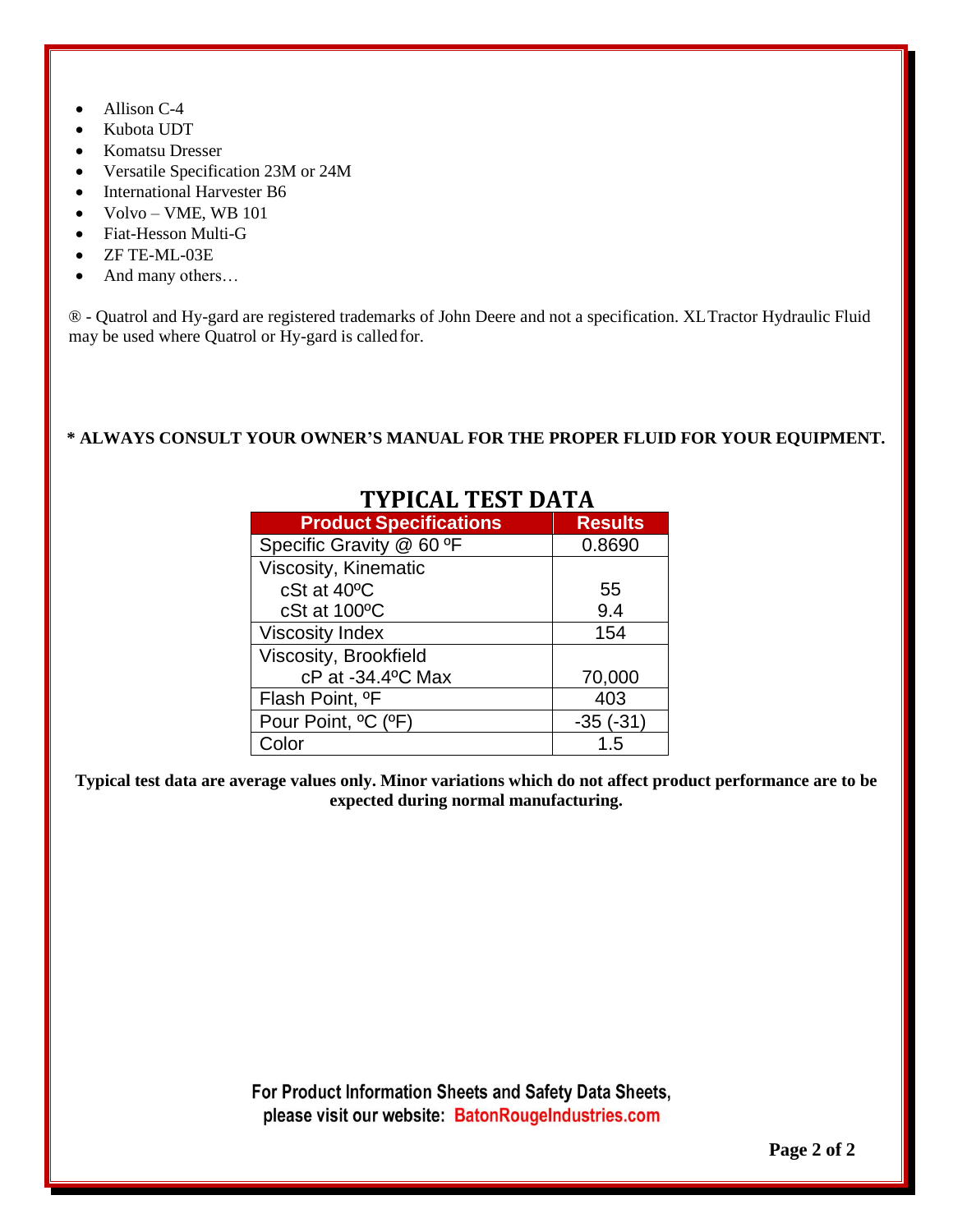- Allison C-4
- Kubota UDT
- Komatsu Dresser
- Versatile Specification 23M or 24M
- International Harvester B6
- Volvo – VME, WB 101
- Fiat-Hesson Multi-G
- ZF TE-ML-03E
- And many others…

® - Quatrol and Hy-gard are registered trademarks of John Deere and not a specification. XL Tractor Hydraulic Fluid may be used where Quatrol or Hy-gard is called for.

**\* ALWAYS CONSULT YOUR OWNER'S MANUAL FOR THE PROPER FLUID FOR YOUR EQUIPMENT.**

## TYPICAL TEST DATA

| Product Specifications | Results |
|---|---|
| Specific Gravity @ 60 ºF | 0.8690 |
| Viscosity, Kinematic | |
| cSt at 40ºC | 55 |
| cSt at 100ºC | 9.4 |
| Viscosity Index | 154 |
| Viscosity, Brookfield | |
| cP at -34.4ºC Max | 70,000 |
| Flash Point, ºF | 403 |
| Pour Point, ºC (ºF) | -35 (-31) |
| Color | 1.5 |

**Typical test data are average values only. Minor variations which do not affect product performance are to be expected during normal manufacturing.**

**For Product Information Sheets and Safety Data Sheets, please visit our website: BatonRougeIndustries.com**